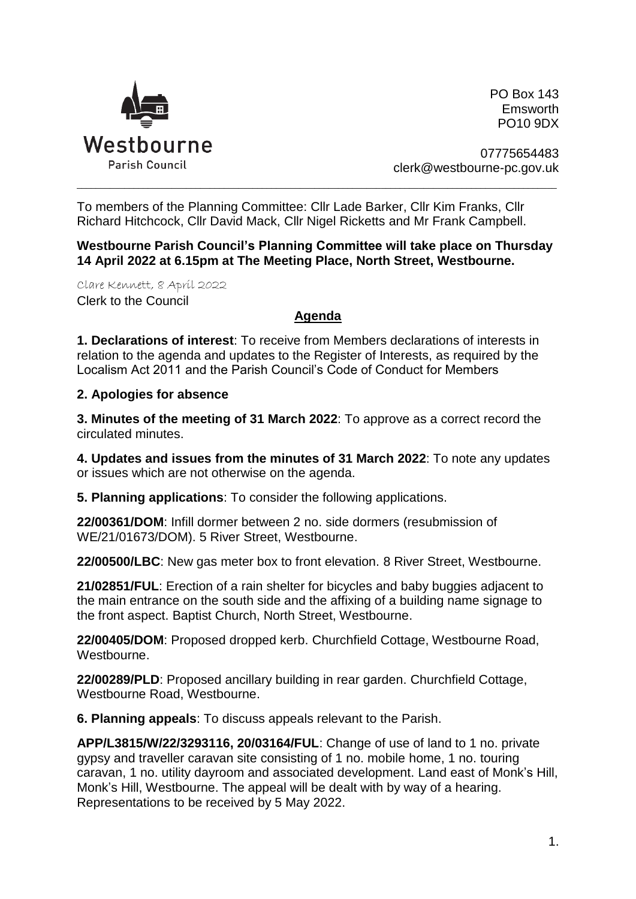Westbourne
Parish Council

PO Box 143
Emsworth
PO10 9DX

07775654483
clerk@westbourne-pc.gov.uk

---

To members of the Planning Committee: Cllr Lade Barker, Cllr Kim Franks, Cllr Richard Hitchcock, Cllr David Mack, Cllr Nigel Ricketts and Mr Frank Campbell.

**Westbourne Parish Council's Planning Committee will take place on Thursday 14 April 2022 at 6.15pm at The Meeting Place, North Street, Westbourne.**

Clare Kennett, 8 April 2022
Clerk to the Council

## Agenda

**1. Declarations of interest**: To receive from Members declarations of interests in relation to the agenda and updates to the Register of Interests, as required by the Localism Act 2011 and the Parish Council's Code of Conduct for Members

**2. Apologies for absence**

**3. Minutes of the meeting of 31 March 2022**: To approve as a correct record the circulated minutes.

**4. Updates and issues from the minutes of 31 March 2022**: To note any updates or issues which are not otherwise on the agenda.

**5. Planning applications**: To consider the following applications.

**22/00361/DOM**: Infill dormer between 2 no. side dormers (resubmission of WE/21/01673/DOM). 5 River Street, Westbourne.

**22/00500/LBC**: New gas meter box to front elevation. 8 River Street, Westbourne.

**21/02851/FUL**: Erection of a rain shelter for bicycles and baby buggies adjacent to the main entrance on the south side and the affixing of a building name signage to the front aspect. Baptist Church, North Street, Westbourne.

**22/00405/DOM**: Proposed dropped kerb. Churchfield Cottage, Westbourne Road, Westbourne.

**22/00289/PLD**: Proposed ancillary building in rear garden. Churchfield Cottage, Westbourne Road, Westbourne.

**6. Planning appeals**: To discuss appeals relevant to the Parish.

**APP/L3815/W/22/3293116, 20/03164/FUL**: Change of use of land to 1 no. private gypsy and traveller caravan site consisting of 1 no. mobile home, 1 no. touring caravan, 1 no. utility dayroom and associated development. Land east of Monk's Hill, Monk's Hill, Westbourne. The appeal will be dealt with by way of a hearing. Representations to be received by 5 May 2022.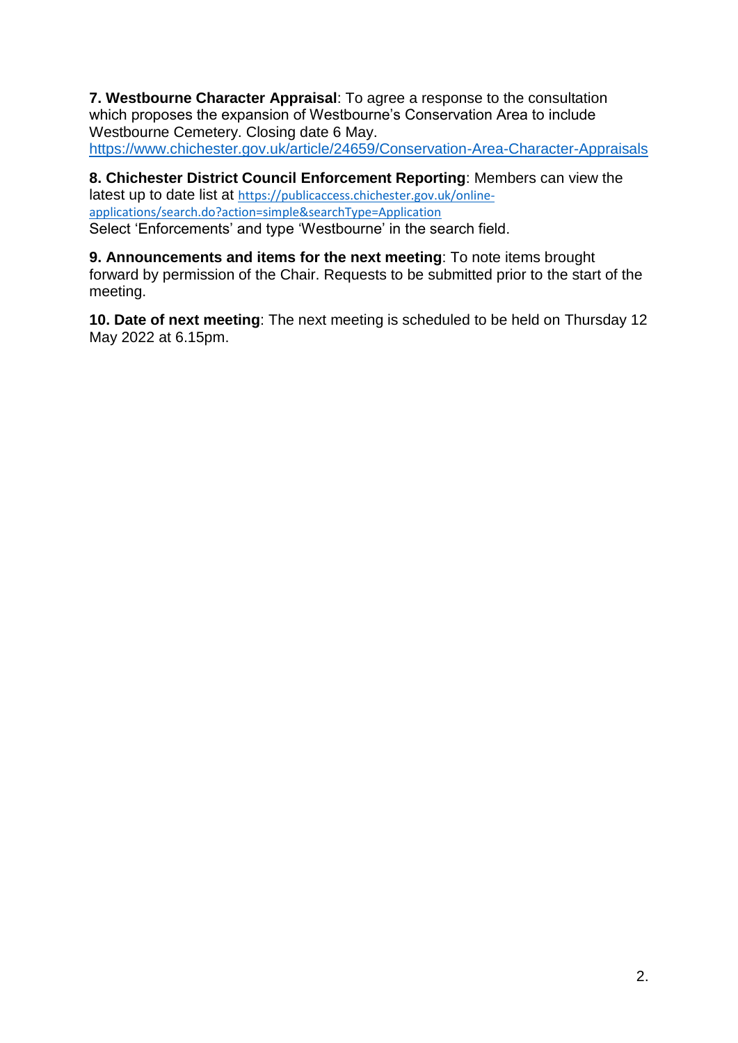**7. Westbourne Character Appraisal**: To agree a response to the consultation which proposes the expansion of Westbourne's Conservation Area to include Westbourne Cemetery. Closing date 6 May.
https://www.chichester.gov.uk/article/24659/Conservation-Area-Character-Appraisals

**8. Chichester District Council Enforcement Reporting**: Members can view the latest up to date list at https://publicaccess.chichester.gov.uk/online-applications/search.do?action=simple&searchType=Application
Select 'Enforcements' and type 'Westbourne' in the search field.

**9. Announcements and items for the next meeting**: To note items brought forward by permission of the Chair. Requests to be submitted prior to the start of the meeting.

**10. Date of next meeting**: The next meeting is scheduled to be held on Thursday 12 May 2022 at 6.15pm.